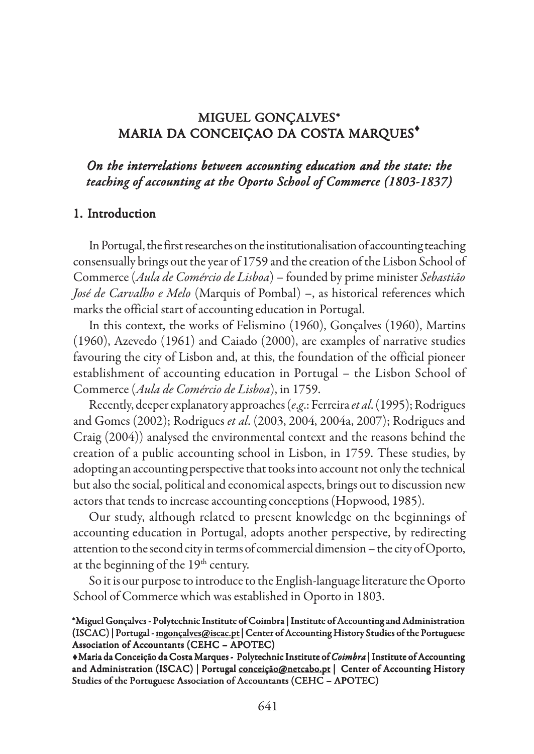MIGUEL GONÇALVES*
MARIA DA CONCEIÇAO DA COSTA MARQUES♦

## *On the interrelations between accounting education and the state: the teaching of accounting at the Oporto School of Commerce (1803-1837)*

### 1. Introduction

In Portugal, the first researches on the institutionalisation of accounting teaching consensually brings out the year of 1759 and the creation of the Lisbon School of Commerce (*Aula de Comércio de Lisboa*) – founded by prime minister *Sebastião José de Carvalho e Melo* (Marquis of Pombal) –, as historical references which marks the official start of accounting education in Portugal.

In this context, the works of Felismino (1960), Gonçalves (1960), Martins (1960), Azevedo (1961) and Caiado (2000), are examples of narrative studies favouring the city of Lisbon and, at this, the foundation of the official pioneer establishment of accounting education in Portugal – the Lisbon School of Commerce (*Aula de Comércio de Lisboa*), in 1759.

Recently, deeper explanatory approaches (*e.g.*: Ferreira *et al*. (1995); Rodrigues and Gomes (2002); Rodrigues *et al*. (2003, 2004, 2004a, 2007); Rodrigues and Craig (2004)) analysed the environmental context and the reasons behind the creation of a public accounting school in Lisbon, in 1759. These studies, by adopting an accounting perspective that tooks into account not only the technical but also the social, political and economical aspects, brings out to discussion new actors that tends to increase accounting conceptions (Hopwood, 1985).

Our study, although related to present knowledge on the beginnings of accounting education in Portugal, adopts another perspective, by redirecting attention to the second city in terms of commercial dimension – the city of Oporto, at the beginning of the 19th century.

So it is our purpose to introduce to the English-language literature the Oporto School of Commerce which was established in Oporto in 1803.

**\*Miguel Gonçalves - Polytechnic Institute of Coimbra | Institute of Accounting and Administration (ISCAC) | Portugal - mgonçalves@iscac.pt | Center of Accounting History Studies of the Portuguese Association of Accountants (CEHC – APOTEC)**

**♦Maria da Conceição da Costa Marques - Polytechnic Institute of *Coimbra* | Institute of Accounting and Administration (ISCAC) | Portugal conceição@netcabo.pt | Center of Accounting History Studies of the Portuguese Association of Accountants (CEHC – APOTEC)**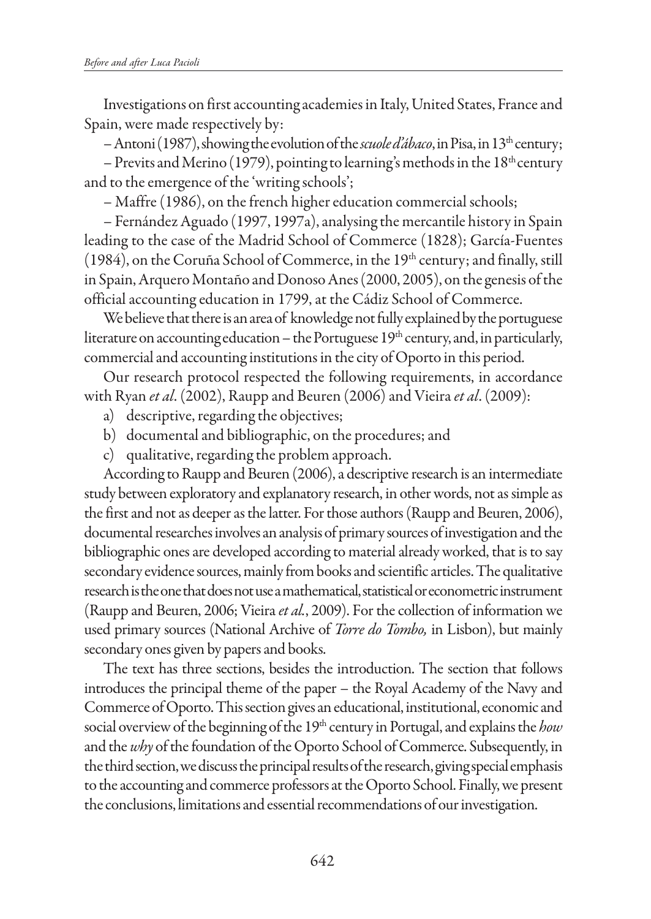Investigations on first accounting academies in Italy, United States, France and Spain, were made respectively by:

– Antoni (1987), showing the evolution of the *scuole d'ábaco*, in Pisa, in 13th century;

– Previts and Merino (1979), pointing to learning's methods in the 18th century and to the emergence of the 'writing schools';

– Maffre (1986), on the french higher education commercial schools;

– Fernández Aguado (1997, 1997a), analysing the mercantile history in Spain leading to the case of the Madrid School of Commerce (1828); García-Fuentes (1984), on the Coruña School of Commerce, in the 19th century; and finally, still in Spain, Arquero Montaño and Donoso Anes (2000, 2005), on the genesis of the official accounting education in 1799, at the Cádiz School of Commerce.

We believe that there is an area of knowledge not fully explained by the portuguese literature on accounting education – the Portuguese 19th century, and, in particularly, commercial and accounting institutions in the city of Oporto in this period.

Our research protocol respected the following requirements, in accordance with Ryan *et al*. (2002), Raupp and Beuren (2006) and Vieira *et al*. (2009):

a) descriptive, regarding the objectives;
b) documental and bibliographic, on the procedures; and
c) qualitative, regarding the problem approach.

According to Raupp and Beuren (2006), a descriptive research is an intermediate study between exploratory and explanatory research, in other words, not as simple as the first and not as deeper as the latter. For those authors (Raupp and Beuren, 2006), documental researches involves an analysis of primary sources of investigation and the bibliographic ones are developed according to material already worked, that is to say secondary evidence sources, mainly from books and scientific articles. The qualitative research is the one that does not use a mathematical, statistical or econometric instrument (Raupp and Beuren, 2006; Vieira *et al.*, 2009). For the collection of information we used primary sources (National Archive of *Torre do Tombo,* in Lisbon), but mainly secondary ones given by papers and books.

The text has three sections, besides the introduction. The section that follows introduces the principal theme of the paper – the Royal Academy of the Navy and Commerce of Oporto. This section gives an educational, institutional, economic and social overview of the beginning of the 19th century in Portugal, and explains the *how* and the *why* of the foundation of the Oporto School of Commerce. Subsequently, in the third section, we discuss the principal results of the research, giving special emphasis to the accounting and commerce professors at the Oporto School. Finally, we present the conclusions, limitations and essential recommendations of our investigation.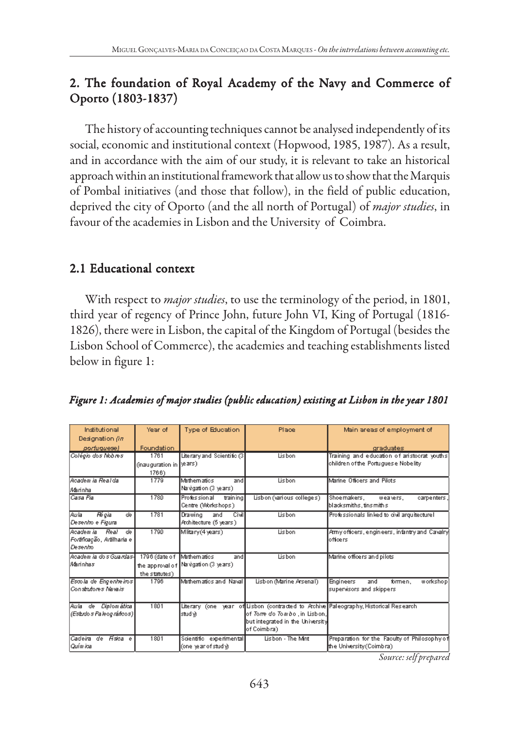## 2. The foundation of Royal Academy of the Navy and Commerce of Oporto (1803-1837)

The history of accounting techniques cannot be analysed independently of its social, economic and institutional context (Hopwood, 1985, 1987). As a result, and in accordance with the aim of our study, it is relevant to take an historical approach within an institutional framework that allow us to show that the Marquis of Pombal initiatives (and those that follow), in the field of public education, deprived the city of Oporto (and the all north of Portugal) of *major studies*, in favour of the academies in Lisbon and the University of Coimbra.

### 2.1 Educational context

With respect to *major studies*, to use the terminology of the period, in 1801, third year of regency of Prince John, future John VI, King of Portugal (1816-1826), there were in Lisbon, the capital of the Kingdom of Portugal (besides the Lisbon School of Commerce), the academies and teaching establishments listed below in figure 1:

***Figure 1: Academies of major studies (public education) existing at Lisbon in the year 1801***

| Institutional Designation *(in portuguese)* | Year of Foundation | Type of Education | Place | Main areas of employment of graduates |
|---|---|---|---|---|
| *Colégio dos Nobres* | 1761 (inauguration in 1766) | Literary and Scientific (3 years) | Lisbon | Training and education of aristocrat youths children of the Portuguese Nobelity |
| *Academia Real da Marinha* | 1779 | Mathematics and Navigation (3 years) | Lisbon | Marine Officers and Pilots |
| *Casa Pia* | 1780 | Professional training Centre (Workshops) | Lisbon (various colleges) | Shoemakers, weavers, carpenters, blacksmiths, tinsmiths |
| *Aula Régia de Desenho e Figura* | 1781 | Drawing and Civil Architecture (5 years) | Lisbon | Professionals linked to civil arquitecturel |
| *Academia Real de Fortificação, Artilharia e Desenho* | 1790 | Military (4 years) | Lisbon | Army officers, engineers, infantry and Cavalry officers |
| *Academia dos Guardas-Marinhas* | 1796 (date of the approval of the statutes) | Mathematics and Navigation (3 years) | Lisbon | Marine officers and pilots |
| *Escola de Engenheiros Construtores Navais* | 1796 | Mathematics and Naval | Lisbon (Marine Arsenal) | Engineers and formen, workshop supervisors and skippers |
| *Aula de Diplomática (Estudos Paleográficos)* | 1801 | Literary (one year of study) | Lisbon (contracted to Archive of *Torre do Tombo*, in Lisbon, but integrated in the University of Coimbra) | Paleography, Historical Research |
| *Cadeira de Física e Química* | 1801 | Scientific experimental (one year of study) | Lisbon - The Mint | Preparation for the Faculty of Philosophy of the University (Coimbra) |

*Source: self prepared*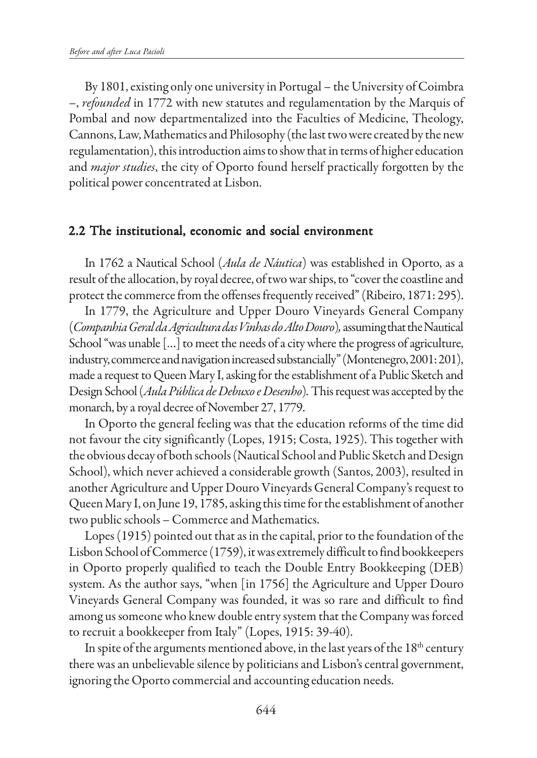By 1801, existing only one university in Portugal – the University of Coimbra –, *refounded* in 1772 with new statutes and regulamentation by the Marquis of Pombal and now departmentalized into the Faculties of Medicine, Theology, Cannons, Law, Mathematics and Philosophy (the last two were created by the new regulamentation), this introduction aims to show that in terms of higher education and *major studies*, the city of Oporto found herself practically forgotten by the political power concentrated at Lisbon.

## 2.2 The institutional, economic and social environment

In 1762 a Nautical School (*Aula de Náutica*) was established in Oporto, as a result of the allocation, by royal decree, of two war ships, to "cover the coastline and protect the commerce from the offenses frequently received" (Ribeiro, 1871: 295).

In 1779, the Agriculture and Upper Douro Vineyards General Company (*Companhia Geral da Agricultura das Vinhas do Alto Douro*), assuming that the Nautical School "was unable [...] to meet the needs of a city where the progress of agriculture, industry, commerce and navigation increased substancially" (Montenegro, 2001: 201), made a request to Queen Mary I, asking for the establishment of a Public Sketch and Design School (*Aula Pública de Debuxo e Desenho*). This request was accepted by the monarch, by a royal decree of November 27, 1779.

In Oporto the general feeling was that the education reforms of the time did not favour the city significantly (Lopes, 1915; Costa, 1925). This together with the obvious decay of both schools (Nautical School and Public Sketch and Design School), which never achieved a considerable growth (Santos, 2003), resulted in another Agriculture and Upper Douro Vineyards General Company's request to Queen Mary I, on June 19, 1785, asking this time for the establishment of another two public schools – Commerce and Mathematics.

Lopes (1915) pointed out that as in the capital, prior to the foundation of the Lisbon School of Commerce (1759), it was extremely difficult to find bookkeepers in Oporto properly qualified to teach the Double Entry Bookkeeping (DEB) system. As the author says, "when [in 1756] the Agriculture and Upper Douro Vineyards General Company was founded, it was so rare and difficult to find among us someone who knew double entry system that the Company was forced to recruit a bookkeeper from Italy" (Lopes, 1915: 39-40).

In spite of the arguments mentioned above, in the last years of the 18th century there was an unbelievable silence by politicians and Lisbon's central government, ignoring the Oporto commercial and accounting education needs.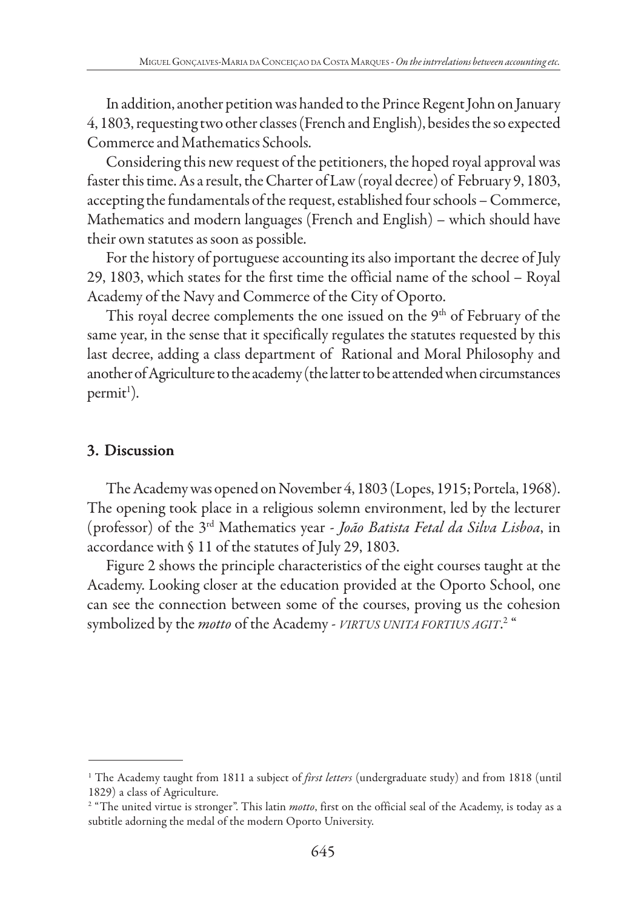In addition, another petition was handed to the Prince Regent John on January 4, 1803, requesting two other classes (French and English), besides the so expected Commerce and Mathematics Schools.

Considering this new request of the petitioners, the hoped royal approval was faster this time. As a result, the Charter of Law (royal decree) of February 9, 1803, accepting the fundamentals of the request, established four schools – Commerce, Mathematics and modern languages (French and English) – which should have their own statutes as soon as possible.

For the history of portuguese accounting its also important the decree of July 29, 1803, which states for the first time the official name of the school – Royal Academy of the Navy and Commerce of the City of Oporto.

This royal decree complements the one issued on the 9th of February of the same year, in the sense that it specifically regulates the statutes requested by this last decree, adding a class department of Rational and Moral Philosophy and another of Agriculture to the academy (the latter to be attended when circumstances permit[1]).

## 3. Discussion

The Academy was opened on November 4, 1803 (Lopes, 1915; Portela, 1968). The opening took place in a religious solemn environment, led by the lecturer (professor) of the 3rd Mathematics year - *João Batista Fetal da Silva Lisboa*, in accordance with § 11 of the statutes of July 29, 1803.

Figure 2 shows the principle characteristics of the eight courses taught at the Academy. Looking closer at the education provided at the Oporto School, one can see the connection between some of the courses, proving us the cohesion symbolized by the *motto* of the Academy - *VIRTUS UNITA FORTIUS AGIT*.[2] "

---

[1] The Academy taught from 1811 a subject of *first letters* (undergraduate study) and from 1818 (until 1829) a class of Agriculture.

[2] "The united virtue is stronger". This latin *motto*, first on the official seal of the Academy, is today as a subtitle adorning the medal of the modern Oporto University.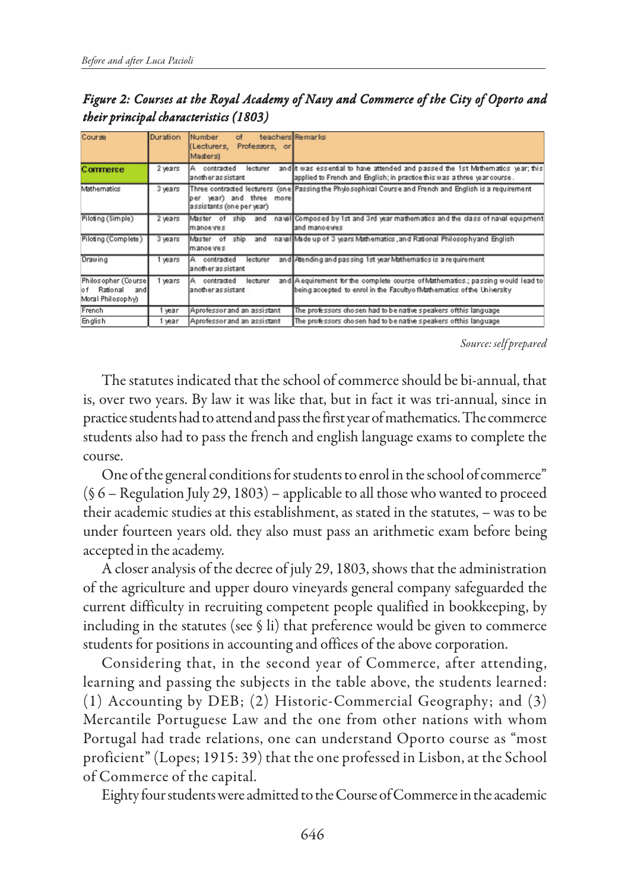***Figure 2: Courses at the Royal Academy of Navy and Commerce of the City of Oporto and their principal characteristics (1803)***

| Course | Duration | Number of teachers (Lecturers, Professors, or Masters) | Remarks |
|---|---|---|---|
| **Commerce** | 2 years | A contracted lecturer and another assistant | It was essential to have attended and passed the 1st Mathematics year; this applied to French and English; in practice this was a three year course. |
| Mathematics | 3 years | Three contracted lecturers (one per year) and three more assistants (one per year) | Passing the Phylosophical Course and French and English is a requirement |
| Piloting (Simple) | 2 years | Master of ship and naval manoeves | Composed by 1st and 3rd year mathematics and the class of naval equipment and manoeuvres |
| Piloting (Complete) | 3 years | Master of ship and naval manoeves | Made up of 3 years Mathematics, and Rational Philosophy and English |
| Drawing | 1 years | A contracted lecturer and another assistant | Attending and passing 1st year Mathematics is a requirement |
| Philosopher (Course of Rational and Moral Philosophy) | 1 years | A contracted lecturer and another assistant | A requirement for the complete course of Mathematics; passing would lead to being accepted to enrol in the Faculty of Mathematics of the University |
| French | 1 year | A professor and an assistant | The professors chosen had to be native speakers of this language |
| English | 1 year | A professor and an assistant | The professors chosen had to be native speakers of this language |

*Source: self prepared*

The statutes indicated that the school of commerce should be bi-annual, that is, over two years. By law it was like that, but in fact it was tri-annual, since in practice students had to attend and pass the first year of mathematics. The commerce students also had to pass the french and english language exams to complete the course.

One of the general conditions for students to enrol in the school of commerce" (§ 6 – Regulation July 29, 1803) – applicable to all those who wanted to proceed their academic studies at this establishment, as stated in the statutes, – was to be under fourteen years old. they also must pass an arithmetic exam before being accepted in the academy.

A closer analysis of the decree of july 29, 1803, shows that the administration of the agriculture and upper douro vineyards general company safeguarded the current difficulty in recruiting competent people qualified in bookkeeping, by including in the statutes (see § li) that preference would be given to commerce students for positions in accounting and offices of the above corporation.

Considering that, in the second year of Commerce, after attending, learning and passing the subjects in the table above, the students learned: (1) Accounting by DEB; (2) Historic-Commercial Geography; and (3) Mercantile Portuguese Law and the one from other nations with whom Portugal had trade relations, one can understand Oporto course as "most proficient" (Lopes; 1915: 39) that the one professed in Lisbon, at the School of Commerce of the capital.

Eighty four students were admitted to the Course of Commerce in the academic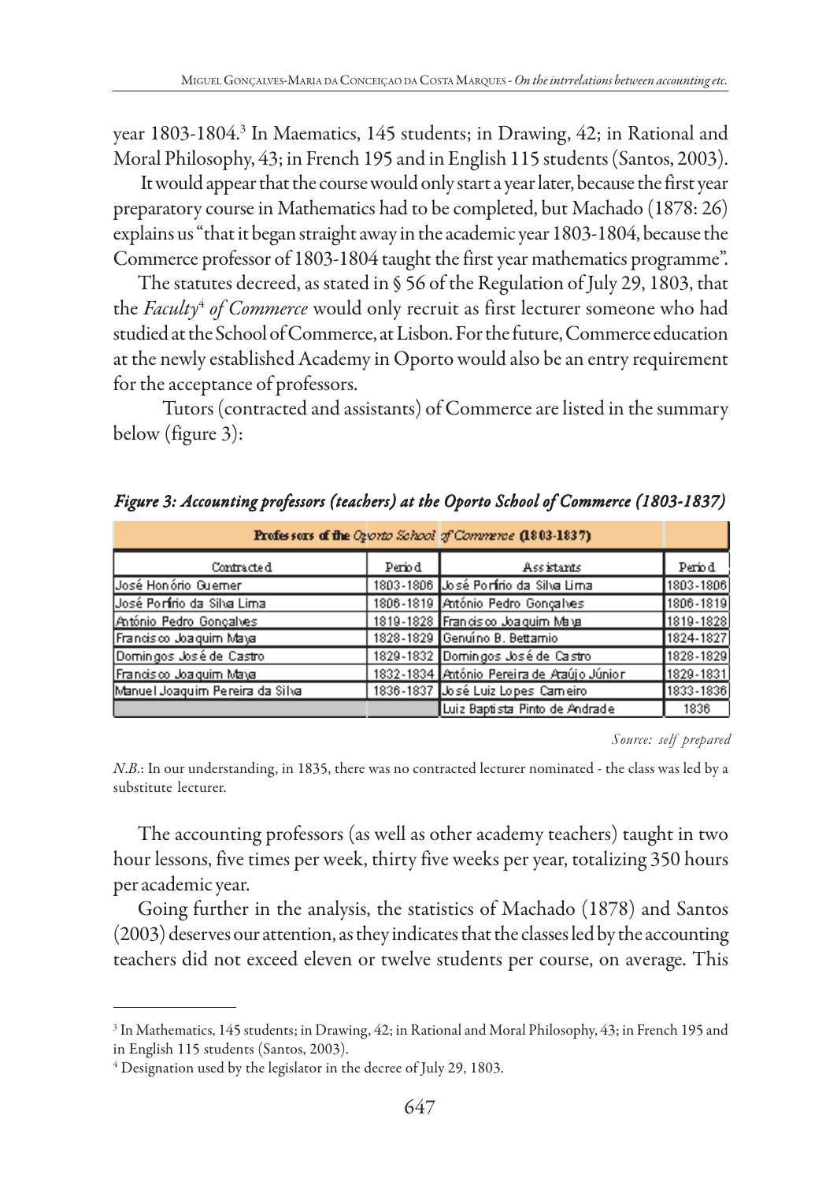year 1803-1804.[3] In Maematics, 145 students; in Drawing, 42; in Rational and Moral Philosophy, 43; in French 195 and in English 115 students (Santos, 2003).

It would appear that the course would only start a year later, because the first year preparatory course in Mathematics had to be completed, but Machado (1878: 26) explains us "that it began straight away in the academic year 1803-1804, because the Commerce professor of 1803-1804 taught the first year mathematics programme".

The statutes decreed, as stated in § 56 of the Regulation of July 29, 1803, that the *Faculty*[4] *of Commerce* would only recruit as first lecturer someone who had studied at the School of Commerce, at Lisbon. For the future, Commerce education at the newly established Academy in Oporto would also be an entry requirement for the acceptance of professors.

Tutors (contracted and assistants) of Commerce are listed in the summary below (figure 3):

*Figure 3: Accounting professors (teachers) at the Oporto School of Commerce (1803-1837)*

| Professors of the *Oporto School of Commerce* (1803-1837) | | | |
|---|---|---|---|
| Contracted | Period | Assistants | Period |
| José Honório Guerner | 1803-1806 | José Porfírio da Silva Lima | 1803-1806 |
| José Porfírio da Silva Lima | 1806-1819 | António Pedro Gonçalves | 1806-1819 |
| António Pedro Gonçalves | 1819-1828 | Francisco Joaquim Maya | 1819-1828 |
| Francisco Joaquim Maya | 1828-1829 | Genuíno B. Bettamio | 1824-1827 |
| Domingos José de Castro | 1829-1832 | Domingos José de Castro | 1828-1829 |
| Francisco Joaquim Maya | 1832-1834 | António Pereira de Araújo Júnior | 1829-1831 |
| Manuel Joaquim Pereira da Silva | 1836-1837 | José Luiz Lopes Carneiro | 1833-1836 |
| | | Luiz Baptista Pinto de Andrade | 1836 |

*Source: self prepared*

*N.B.*: In our understanding, in 1835, there was no contracted lecturer nominated - the class was led by a substitute lecturer.

The accounting professors (as well as other academy teachers) taught in two hour lessons, five times per week, thirty five weeks per year, totalizing 350 hours per academic year.

Going further in the analysis, the statistics of Machado (1878) and Santos (2003) deserves our attention, as they indicates that the classes led by the accounting teachers did not exceed eleven or twelve students per course, on average. This

[3] In Mathematics, 145 students; in Drawing, 42; in Rational and Moral Philosophy, 43; in French 195 and in English 115 students (Santos, 2003).

[4] Designation used by the legislator in the decree of July 29, 1803.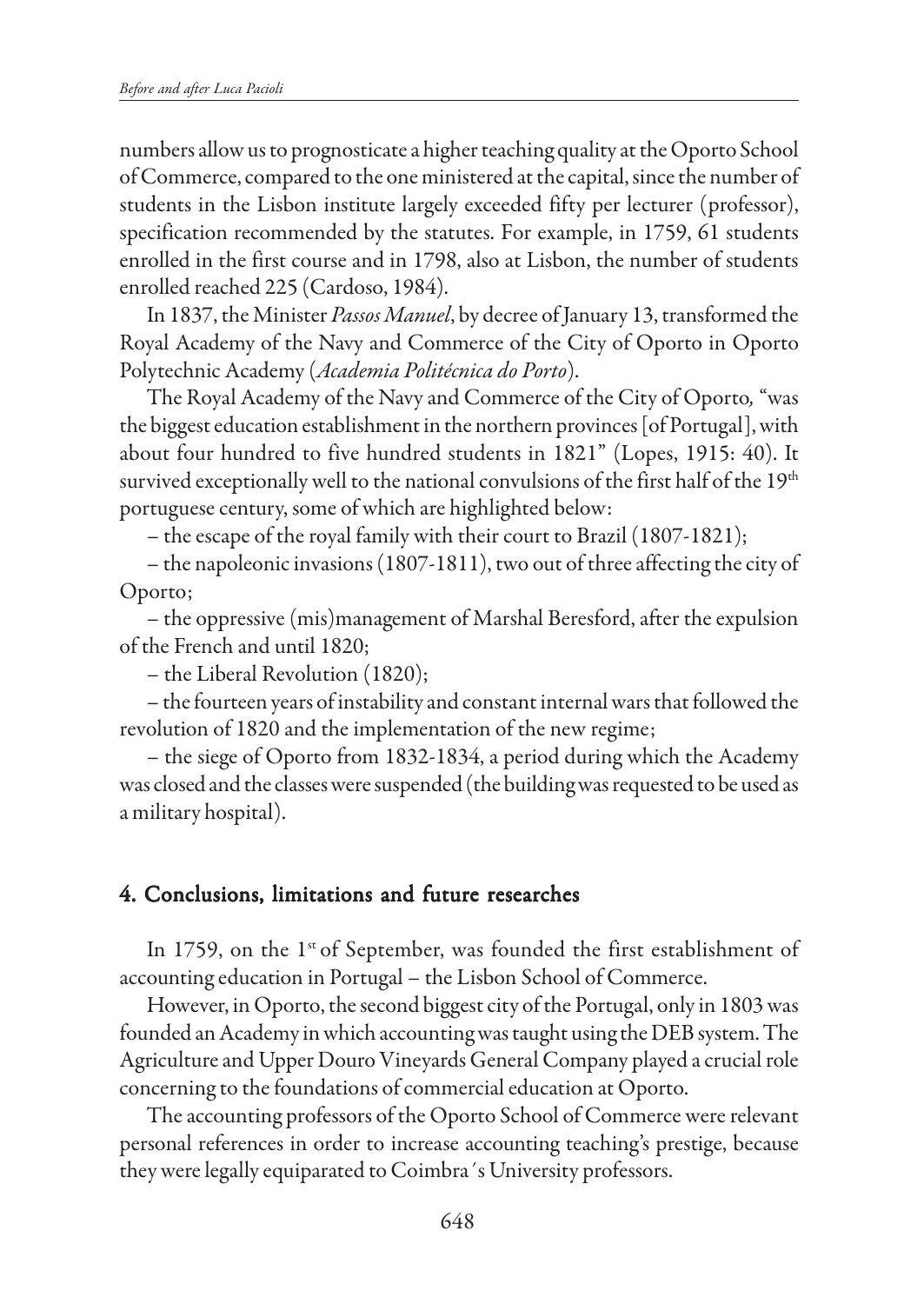numbers allow us to prognosticate a higher teaching quality at the Oporto School of Commerce, compared to the one ministered at the capital, since the number of students in the Lisbon institute largely exceeded fifty per lecturer (professor), specification recommended by the statutes. For example, in 1759, 61 students enrolled in the first course and in 1798, also at Lisbon, the number of students enrolled reached 225 (Cardoso, 1984).

In 1837, the Minister *Passos Manuel*, by decree of January 13, transformed the Royal Academy of the Navy and Commerce of the City of Oporto in Oporto Polytechnic Academy (*Academia Politécnica do Porto*).

The Royal Academy of the Navy and Commerce of the City of Oporto*,* "was the biggest education establishment in the northern provinces [of Portugal], with about four hundred to five hundred students in 1821" (Lopes, 1915: 40). It survived exceptionally well to the national convulsions of the first half of the 19th portuguese century, some of which are highlighted below:

– the escape of the royal family with their court to Brazil (1807-1821);

– the napoleonic invasions (1807-1811), two out of three affecting the city of Oporto;

– the oppressive (mis)management of Marshal Beresford, after the expulsion of the French and until 1820;

– the Liberal Revolution (1820);

– the fourteen years of instability and constant internal wars that followed the revolution of 1820 and the implementation of the new regime;

– the siege of Oporto from 1832-1834, a period during which the Academy was closed and the classes were suspended (the building was requested to be used as a military hospital).

## 4. Conclusions, limitations and future researches

In 1759, on the 1st of September, was founded the first establishment of accounting education in Portugal – the Lisbon School of Commerce.

However, in Oporto, the second biggest city of the Portugal, only in 1803 was founded an Academy in which accounting was taught using the DEB system. The Agriculture and Upper Douro Vineyards General Company played a crucial role concerning to the foundations of commercial education at Oporto.

The accounting professors of the Oporto School of Commerce were relevant personal references in order to increase accounting teaching's prestige, because they were legally equiparated to Coimbra´s University professors.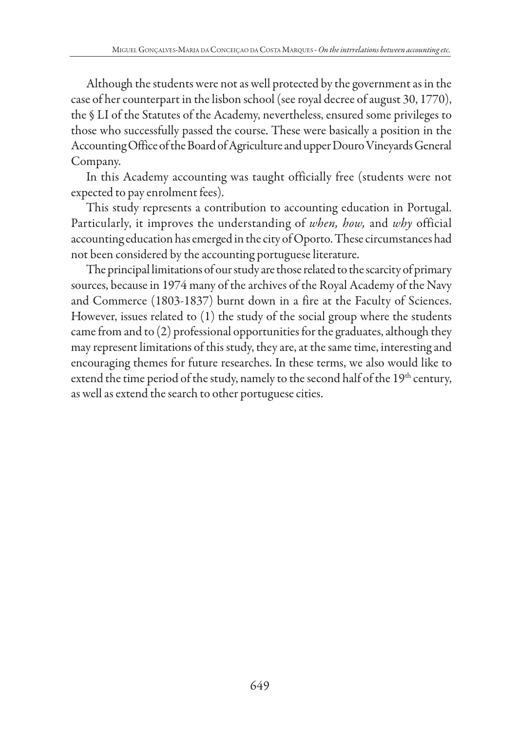Although the students were not as well protected by the government as in the case of her counterpart in the lisbon school (see royal decree of august 30, 1770), the § LI of the Statutes of the Academy, nevertheless, ensured some privileges to those who successfully passed the course. These were basically a position in the Accounting Office of the Board of Agriculture and upper Douro Vineyards General Company.

In this Academy accounting was taught officially free (students were not expected to pay enrolment fees).

This study represents a contribution to accounting education in Portugal. Particularly, it improves the understanding of *when, how,* and *why* official accounting education has emerged in the city of Oporto. These circumstances had not been considered by the accounting portuguese literature.

The principal limitations of our study are those related to the scarcity of primary sources, because in 1974 many of the archives of the Royal Academy of the Navy and Commerce (1803-1837) burnt down in a fire at the Faculty of Sciences. However, issues related to (1) the study of the social group where the students came from and to (2) professional opportunities for the graduates, although they may represent limitations of this study, they are, at the same time, interesting and encouraging themes for future researches. In these terms, we also would like to extend the time period of the study, namely to the second half of the 19th century, as well as extend the search to other portuguese cities.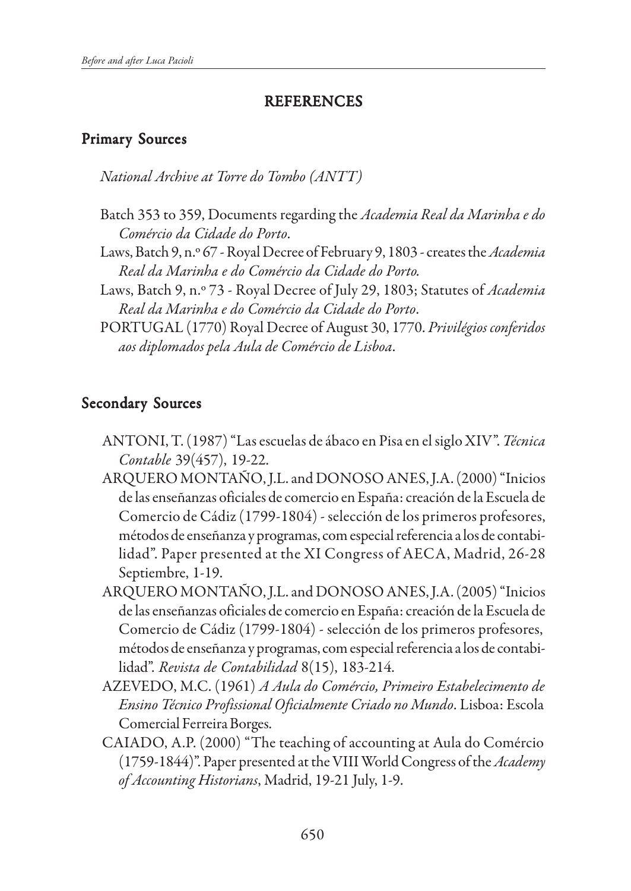## REFERENCES

### Primary Sources

*National Archive at Torre do Tombo (ANTT)*

Batch 353 to 359, Documents regarding the *Academia Real da Marinha e do Comércio da Cidade do Porto*.

Laws, Batch 9, n.º 67 - Royal Decree of February 9, 1803 - creates the *Academia Real da Marinha e do Comércio da Cidade do Porto.*

Laws, Batch 9, n.º 73 - Royal Decree of July 29, 1803; Statutes of *Academia Real da Marinha e do Comércio da Cidade do Porto*.

PORTUGAL (1770) Royal Decree of August 30, 1770. *Privilégios conferidos aos diplomados pela Aula de Comércio de Lisboa*.

### Secondary Sources

ANTONI, T. (1987) "Las escuelas de ábaco en Pisa en el siglo XIV". *Técnica Contable* 39(457), 19-22.

ARQUERO MONTAÑO, J.L. and DONOSO ANES, J.A. (2000) "Inicios de las enseñanzas oficiales de comercio en España: creación de la Escuela de Comercio de Cádiz (1799-1804) - selección de los primeros profesores, métodos de enseñanza y programas, com especial referencia a los de contabilidad". Paper presented at the XI Congress of AECA, Madrid, 26-28 Septiembre, 1-19.

ARQUERO MONTAÑO, J.L. and DONOSO ANES, J.A. (2005) "Inicios de las enseñanzas oficiales de comercio en España: creación de la Escuela de Comercio de Cádiz (1799-1804) - selección de los primeros profesores, métodos de enseñanza y programas, com especial referencia a los de contabilidad". *Revista de Contabilidad* 8(15), 183-214.

AZEVEDO, M.C. (1961) *A Aula do Comércio, Primeiro Estabelecimento de Ensino Técnico Profissional Oficialmente Criado no Mundo*. Lisboa: Escola Comercial Ferreira Borges.

CAIADO, A.P. (2000) "The teaching of accounting at Aula do Comércio (1759-1844)". Paper presented at the VIII World Congress of the *Academy of Accounting Historians*, Madrid, 19-21 July, 1-9.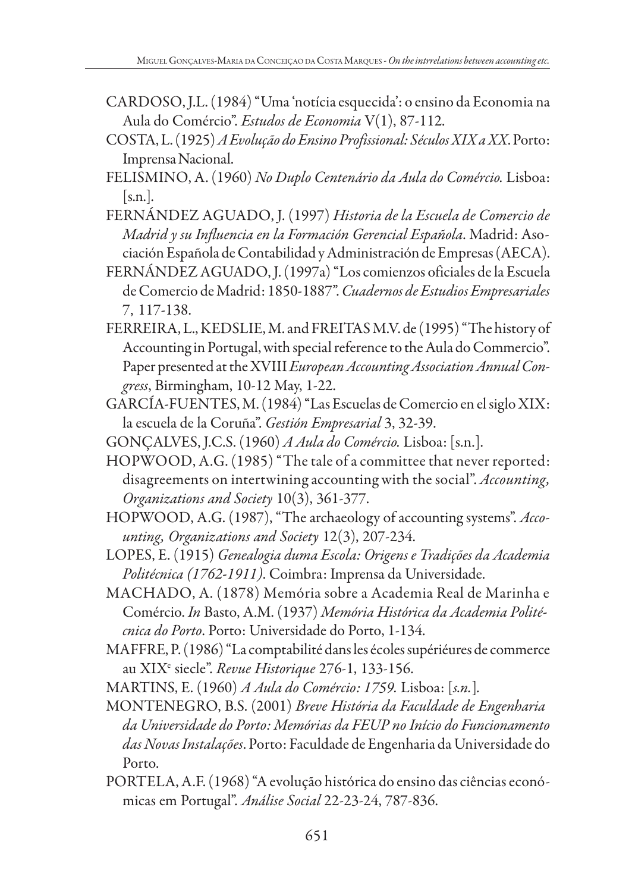CARDOSO, J.L. (1984) "Uma 'notícia esquecida': o ensino da Economia na Aula do Comércio". *Estudos de Economia* V(1), 87-112.

COSTA, L. (1925) *A Evolução do Ensino Profissional: Séculos XIX a XX*. Porto: Imprensa Nacional.

FELISMINO, A. (1960) *No Duplo Centenário da Aula do Comércio.* Lisboa: [s.n.].

FERNÁNDEZ AGUADO, J. (1997) *Historia de la Escuela de Comercio de Madrid y su Influencia en la Formación Gerencial Española*. Madrid: Asociación Española de Contabilidad y Administración de Empresas (AECA).

FERNÁNDEZ AGUADO, J. (1997a) "Los comienzos oficiales de la Escuela de Comercio de Madrid: 1850-1887". *Cuadernos de Estudios Empresariales* 7, 117-138.

FERREIRA, L., KEDSLIE, M. and FREITAS M.V. de (1995) "The history of Accounting in Portugal, with special reference to the Aula do Commercio". Paper presented at the XVIII *European Accounting Association Annual Congress*, Birmingham, 10-12 May, 1-22.

GARCÍA-FUENTES, M. (1984) "Las Escuelas de Comercio en el siglo XIX: la escuela de la Coruña". *Gestión Empresarial* 3, 32-39.

GONÇALVES, J.C.S. (1960) *A Aula do Comércio.* Lisboa: [s.n.].

HOPWOOD, A.G. (1985) "The tale of a committee that never reported: disagreements on intertwining accounting with the social". *Accounting, Organizations and Society* 10(3), 361-377.

HOPWOOD, A.G. (1987), "The archaeology of accounting systems". *Accounting, Organizations and Society* 12(3), 207-234.

LOPES, E. (1915) *Genealogia duma Escola: Origens e Tradições da Academia Politécnica (1762-1911)*. Coimbra: Imprensa da Universidade.

MACHADO, A. (1878) Memória sobre a Academia Real de Marinha e Comércio. *In* Basto, A.M. (1937) *Memória Histórica da Academia Politécnica do Porto*. Porto: Universidade do Porto, 1-134.

MAFFRE, P. (1986) "La comptabilité dans les écoles supériéures de commerce au XIX[e] siecle". *Revue Historique* 276-1, 133-156.

MARTINS, E. (1960) *A Aula do Comércio: 1759.* Lisboa: [*s.n.*].

MONTENEGRO, B.S. (2001) *Breve História da Faculdade de Engenharia da Universidade do Porto: Memórias da FEUP no Início do Funcionamento das Novas Instalações*. Porto: Faculdade de Engenharia da Universidade do Porto.

PORTELA, A.F. (1968) "A evolução histórica do ensino das ciências económicas em Portugal". *Análise Social* 22-23-24, 787-836.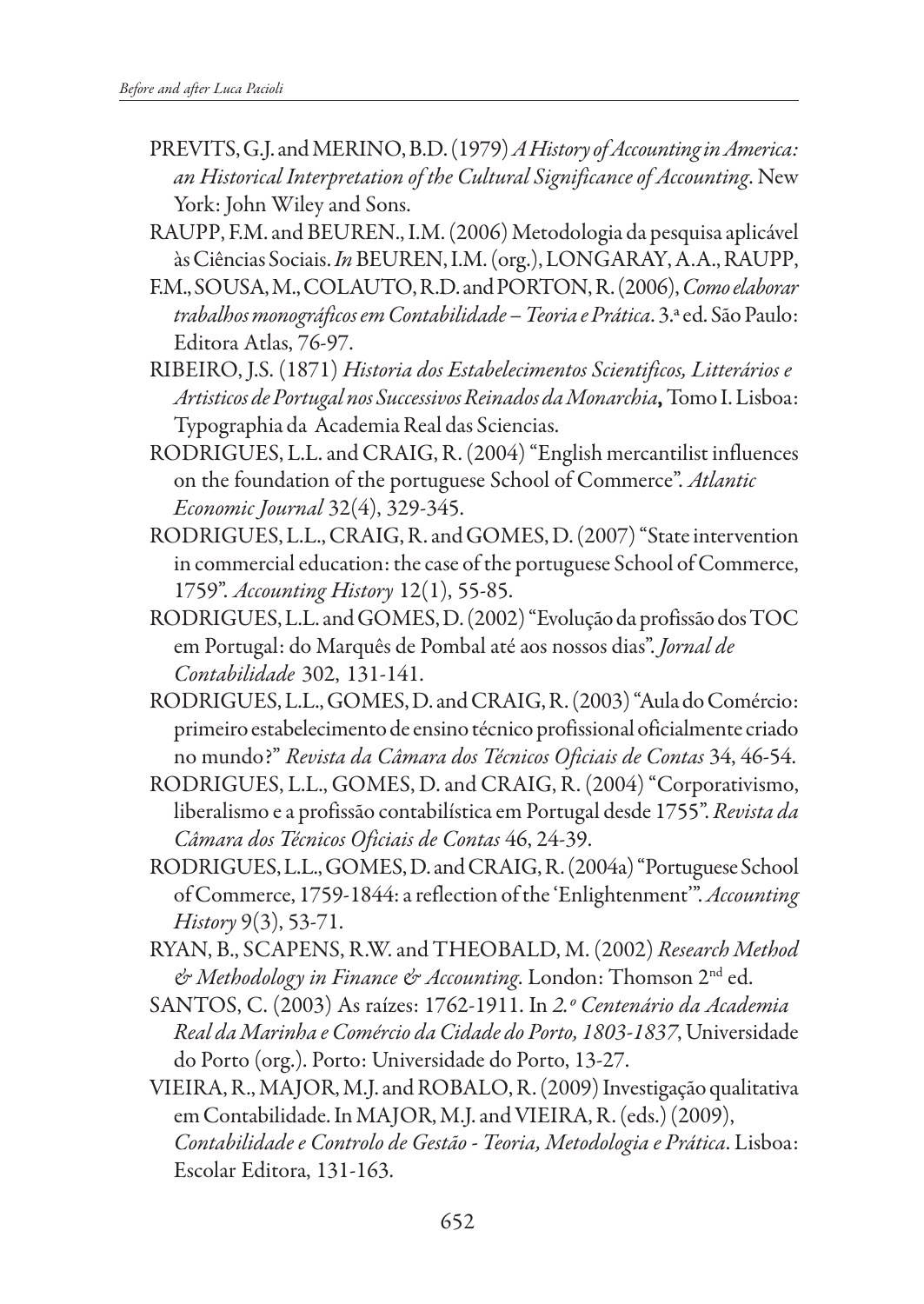PREVITS, G.J. and MERINO, B.D. (1979) *A History of Accounting in America: an Historical Interpretation of the Cultural Significance of Accounting*. New York: John Wiley and Sons.

RAUPP, F.M. and BEUREN., I.M. (2006) Metodologia da pesquisa aplicável às Ciências Sociais. *In* BEUREN, I.M. (org.), LONGARAY, A.A., RAUPP, F.M., SOUSA, M., COLAUTO, R.D. and PORTON, R. (2006), *Como elaborar trabalhos monográficos em Contabilidade – Teoria e Prática*. 3.ª ed. São Paulo: Editora Atlas, 76-97.

RIBEIRO, J.S. (1871) *Historia dos Estabelecimentos Scientificos, Litterários e Artisticos de Portugal nos Successivos Reinados da Monarchia***,** Tomo I. Lisboa: Typographia da Academia Real das Sciencias.

RODRIGUES, L.L. and CRAIG, R. (2004) "English mercantilist influences on the foundation of the portuguese School of Commerce". *Atlantic Economic Journal* 32(4), 329-345.

RODRIGUES, L.L., CRAIG, R. and GOMES, D. (2007) "State intervention in commercial education: the case of the portuguese School of Commerce, 1759". *Accounting History* 12(1), 55-85.

RODRIGUES, L.L. and GOMES, D. (2002) "Evolução da profissão dos TOC em Portugal: do Marquês de Pombal até aos nossos dias". *Jornal de Contabilidade* 302, 131-141.

RODRIGUES, L.L., GOMES, D. and CRAIG, R. (2003) "Aula do Comércio: primeiro estabelecimento de ensino técnico profissional oficialmente criado no mundo?" *Revista da Câmara dos Técnicos Oficiais de Contas* 34, 46-54.

RODRIGUES, L.L., GOMES, D. and CRAIG, R. (2004) "Corporativismo, liberalismo e a profissão contabilística em Portugal desde 1755". *Revista da Câmara dos Técnicos Oficiais de Contas* 46, 24-39.

RODRIGUES, L.L., GOMES, D. and CRAIG, R. (2004a) "Portuguese School of Commerce, 1759-1844: a reflection of the 'Enlightenment'". *Accounting History* 9(3), 53-71.

RYAN, B., SCAPENS, R.W. and THEOBALD, M. (2002) *Research Method & Methodology in Finance & Accounting*. London: Thomson 2nd ed.

SANTOS, C. (2003) As raízes: 1762-1911. In *2.º Centenário da Academia Real da Marinha e Comércio da Cidade do Porto, 1803-1837*, Universidade do Porto (org.). Porto: Universidade do Porto, 13-27.

VIEIRA, R., MAJOR, M.J. and ROBALO, R. (2009) Investigação qualitativa em Contabilidade. In MAJOR, M.J. and VIEIRA, R. (eds.) (2009), *Contabilidade e Controlo de Gestão - Teoria, Metodologia e Prática*. Lisboa: Escolar Editora, 131-163.